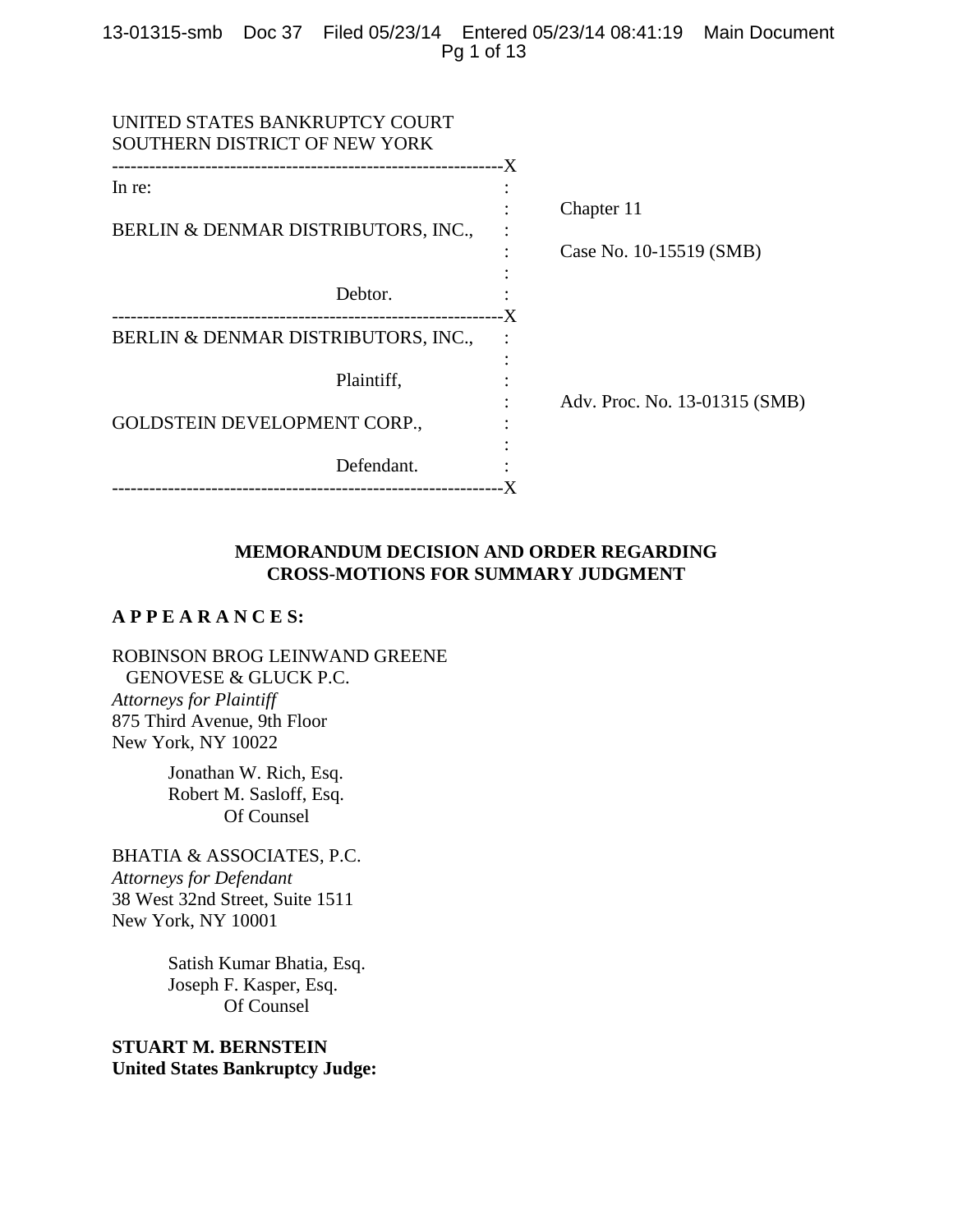UNITED STATES BANKRUPTCY COURT
SOUTHERN DISTRICT OF NEW YORK

| | | |
|---|---|---|
| In re: | : | |
| | : | Chapter 11 |
| BERLIN & DENMAR DISTRIBUTORS, INC., | : | |
| | : | Case No. 10-15519 (SMB) |
| Debtor. | : | |
| BERLIN & DENMAR DISTRIBUTORS, INC., | : | |
| Plaintiff, | : | |
| | : | Adv. Proc. No. 13-01315 (SMB) |
| GOLDSTEIN DEVELOPMENT CORP., | : | |
| Defendant. | : | |

**MEMORANDUM DECISION AND ORDER REGARDING CROSS-MOTIONS FOR SUMMARY JUDGMENT**

**A P P E A R A N C E S:**

ROBINSON BROG LEINWAND GREENE
GENOVESE & GLUCK P.C.
*Attorneys for Plaintiff*
875 Third Avenue, 9th Floor
New York, NY 10022

Jonathan W. Rich, Esq.
Robert M. Sasloff, Esq.
Of Counsel

BHATIA & ASSOCIATES, P.C.
*Attorneys for Defendant*
38 West 32nd Street, Suite 1511
New York, NY 10001

Satish Kumar Bhatia, Esq.
Joseph F. Kasper, Esq.
Of Counsel

**STUART M. BERNSTEIN**
**United States Bankruptcy Judge:**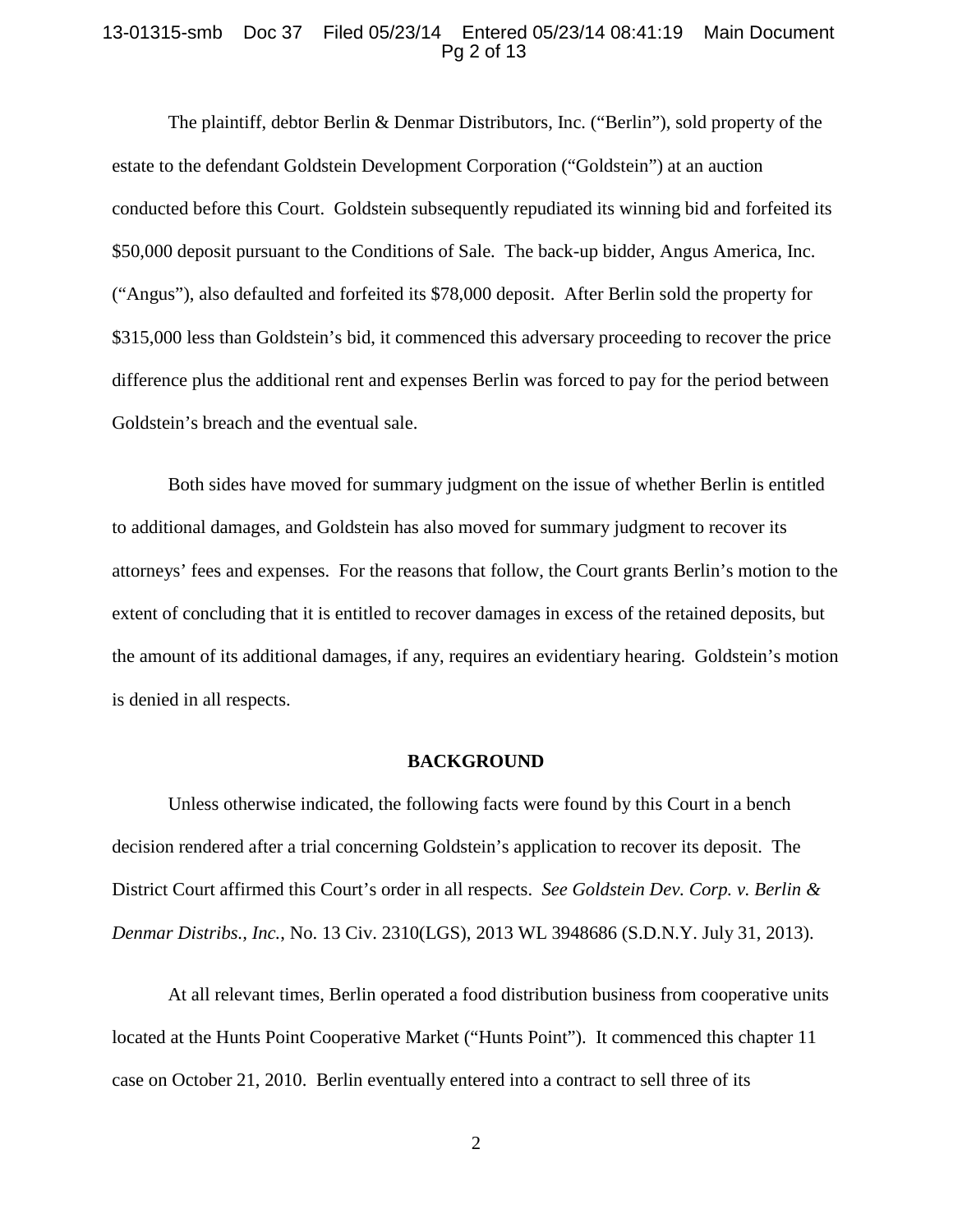The plaintiff, debtor Berlin & Denmar Distributors, Inc. ("Berlin"), sold property of the estate to the defendant Goldstein Development Corporation ("Goldstein") at an auction conducted before this Court. Goldstein subsequently repudiated its winning bid and forfeited its $50,000 deposit pursuant to the Conditions of Sale. The back-up bidder, Angus America, Inc. ("Angus"), also defaulted and forfeited its $78,000 deposit. After Berlin sold the property for $315,000 less than Goldstein's bid, it commenced this adversary proceeding to recover the price difference plus the additional rent and expenses Berlin was forced to pay for the period between Goldstein's breach and the eventual sale.

Both sides have moved for summary judgment on the issue of whether Berlin is entitled to additional damages, and Goldstein has also moved for summary judgment to recover its attorneys' fees and expenses. For the reasons that follow, the Court grants Berlin's motion to the extent of concluding that it is entitled to recover damages in excess of the retained deposits, but the amount of its additional damages, if any, requires an evidentiary hearing. Goldstein's motion is denied in all respects.

## BACKGROUND

Unless otherwise indicated, the following facts were found by this Court in a bench decision rendered after a trial concerning Goldstein's application to recover its deposit. The District Court affirmed this Court's order in all respects. *See Goldstein Dev. Corp. v. Berlin & Denmar Distribs., Inc.*, No. 13 Civ. 2310(LGS), 2013 WL 3948686 (S.D.N.Y. July 31, 2013).

At all relevant times, Berlin operated a food distribution business from cooperative units located at the Hunts Point Cooperative Market ("Hunts Point"). It commenced this chapter 11 case on October 21, 2010. Berlin eventually entered into a contract to sell three of its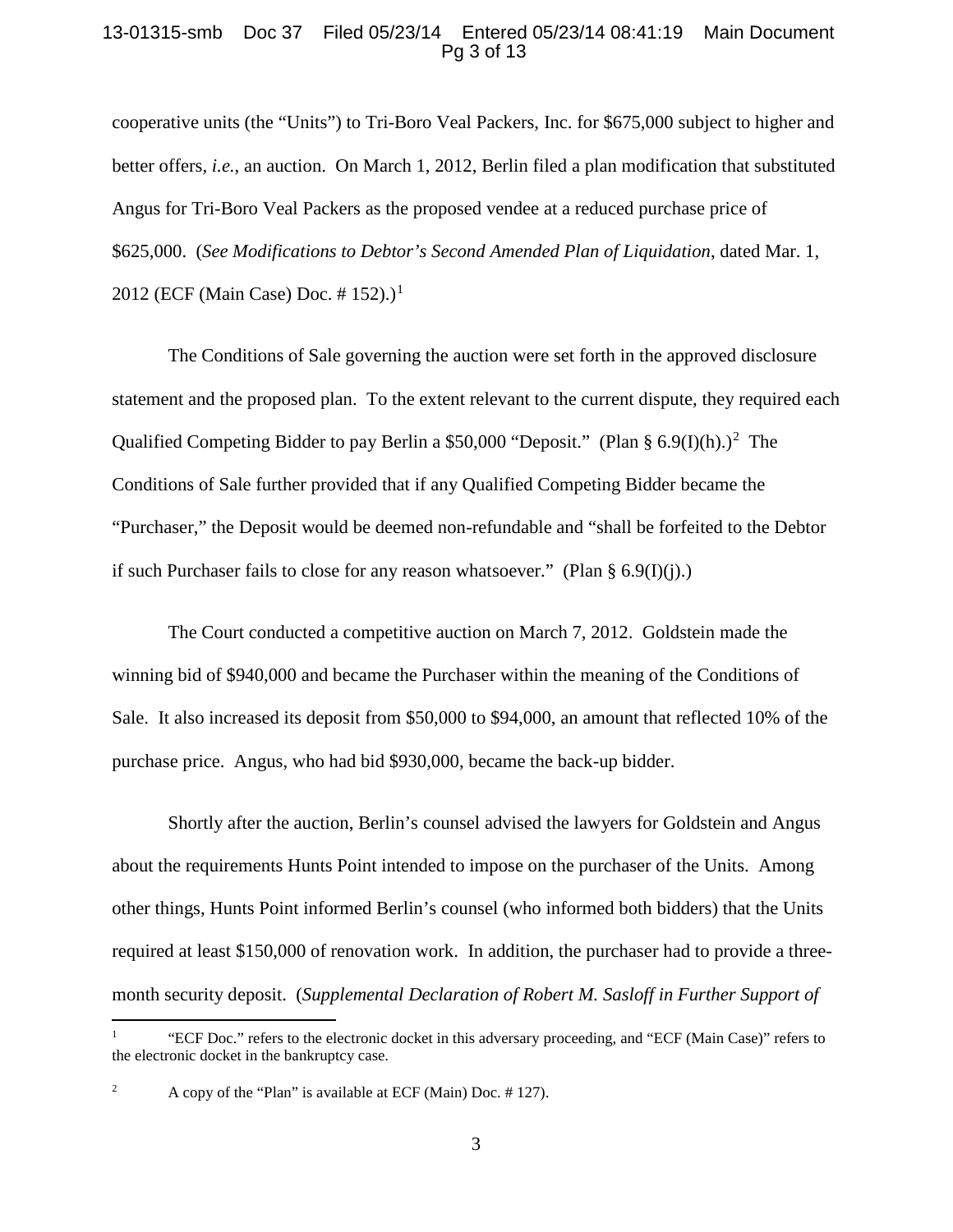cooperative units (the "Units") to Tri-Boro Veal Packers, Inc. for $675,000 subject to higher and better offers, *i.e.*, an auction. On March 1, 2012, Berlin filed a plan modification that substituted Angus for Tri-Boro Veal Packers as the proposed vendee at a reduced purchase price of $625,000. (*See Modifications to Debtor's Second Amended Plan of Liquidation*, dated Mar. 1, 2012 (ECF (Main Case) Doc. # 152).)[1]

The Conditions of Sale governing the auction were set forth in the approved disclosure statement and the proposed plan. To the extent relevant to the current dispute, they required each Qualified Competing Bidder to pay Berlin a $50,000 "Deposit." (Plan § 6.9(I)(h).)[2] The Conditions of Sale further provided that if any Qualified Competing Bidder became the "Purchaser," the Deposit would be deemed non-refundable and "shall be forfeited to the Debtor if such Purchaser fails to close for any reason whatsoever." (Plan § 6.9(I)(j).)

The Court conducted a competitive auction on March 7, 2012. Goldstein made the winning bid of $940,000 and became the Purchaser within the meaning of the Conditions of Sale. It also increased its deposit from $50,000 to $94,000, an amount that reflected 10% of the purchase price. Angus, who had bid $930,000, became the back-up bidder.

Shortly after the auction, Berlin's counsel advised the lawyers for Goldstein and Angus about the requirements Hunts Point intended to impose on the purchaser of the Units. Among other things, Hunts Point informed Berlin's counsel (who informed both bidders) that the Units required at least $150,000 of renovation work. In addition, the purchaser had to provide a three-month security deposit. (*Supplemental Declaration of Robert M. Sasloff in Further Support of*

---

[1] "ECF Doc." refers to the electronic docket in this adversary proceeding, and "ECF (Main Case)" refers to the electronic docket in the bankruptcy case.

[2] A copy of the "Plan" is available at ECF (Main) Doc. # 127).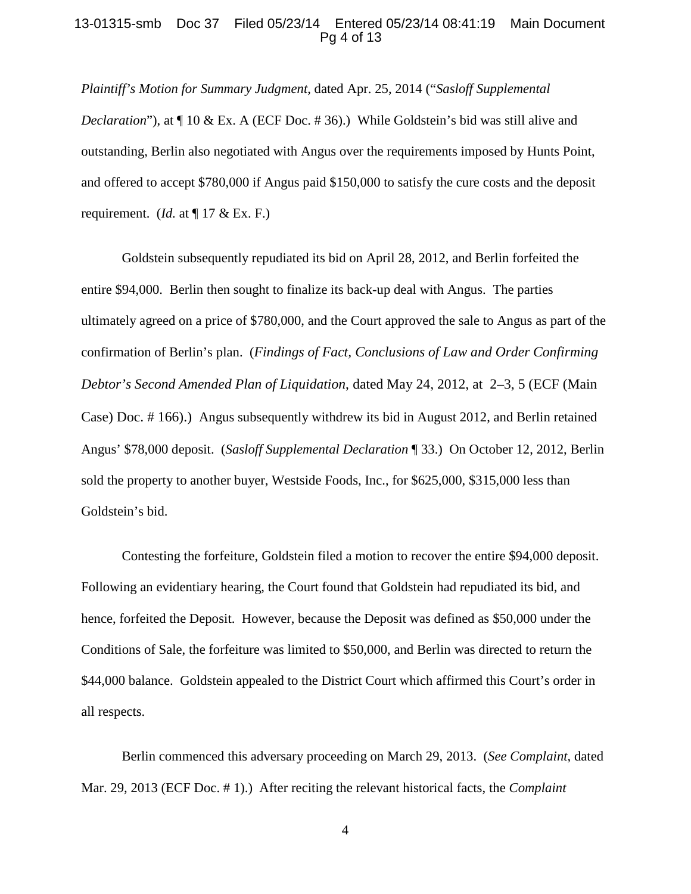*Plaintiff's Motion for Summary Judgment*, dated Apr. 25, 2014 ("*Sasloff Supplemental Declaration*"), at ¶ 10 & Ex. A (ECF Doc. # 36).) While Goldstein's bid was still alive and outstanding, Berlin also negotiated with Angus over the requirements imposed by Hunts Point, and offered to accept $780,000 if Angus paid $150,000 to satisfy the cure costs and the deposit requirement. (*Id.* at ¶ 17 & Ex. F.)

Goldstein subsequently repudiated its bid on April 28, 2012, and Berlin forfeited the entire $94,000. Berlin then sought to finalize its back-up deal with Angus. The parties ultimately agreed on a price of $780,000, and the Court approved the sale to Angus as part of the confirmation of Berlin's plan. (*Findings of Fact, Conclusions of Law and Order Confirming Debtor's Second Amended Plan of Liquidation*, dated May 24, 2012, at 2–3, 5 (ECF (Main Case) Doc. # 166).) Angus subsequently withdrew its bid in August 2012, and Berlin retained Angus' $78,000 deposit. (*Sasloff Supplemental Declaration* ¶ 33.) On October 12, 2012, Berlin sold the property to another buyer, Westside Foods, Inc., for $625,000, $315,000 less than Goldstein's bid.

Contesting the forfeiture, Goldstein filed a motion to recover the entire $94,000 deposit. Following an evidentiary hearing, the Court found that Goldstein had repudiated its bid, and hence, forfeited the Deposit. However, because the Deposit was defined as $50,000 under the Conditions of Sale, the forfeiture was limited to $50,000, and Berlin was directed to return the $44,000 balance. Goldstein appealed to the District Court which affirmed this Court's order in all respects.

Berlin commenced this adversary proceeding on March 29, 2013. (*See Complaint*, dated Mar. 29, 2013 (ECF Doc. # 1).) After reciting the relevant historical facts, the *Complaint*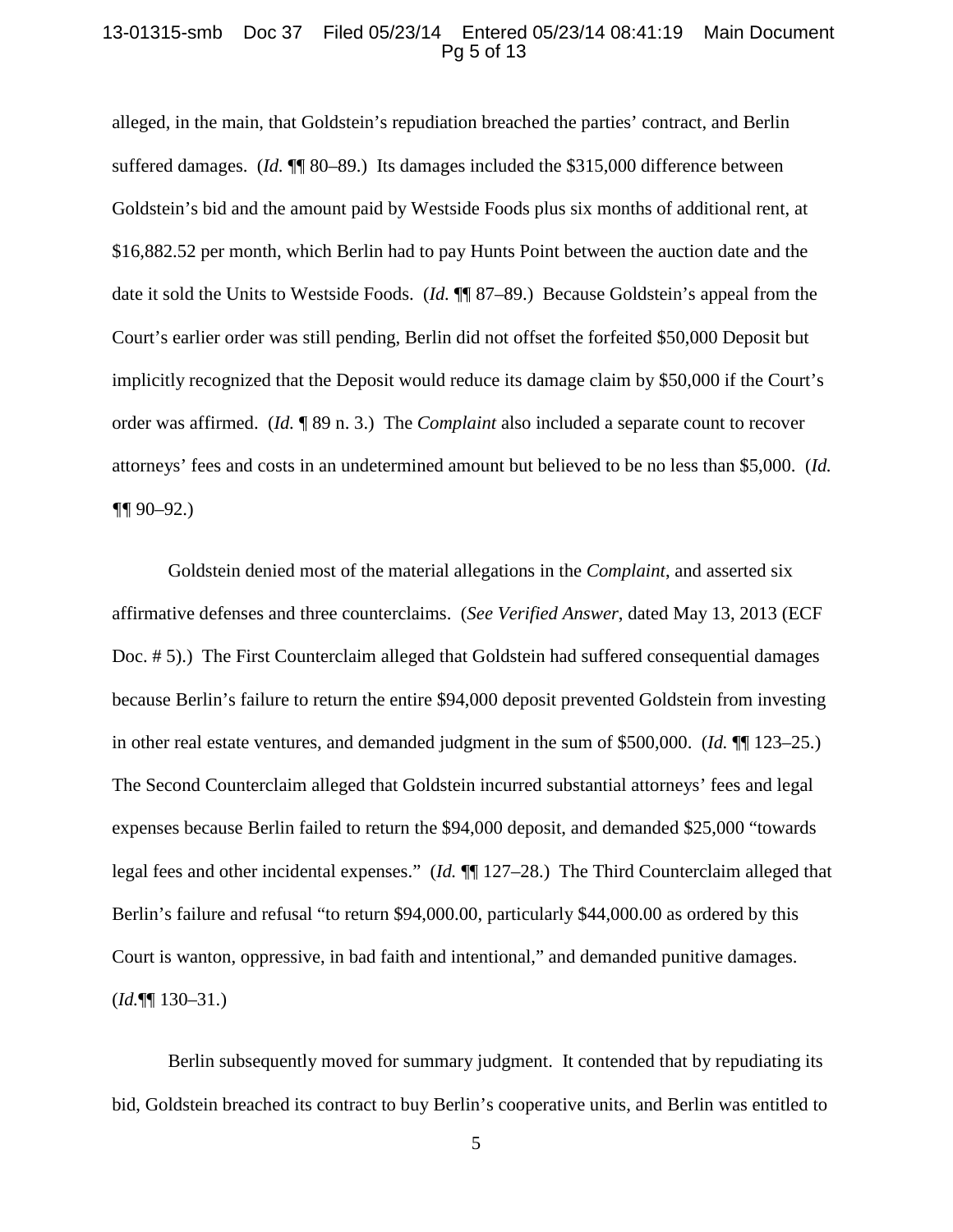alleged, in the main, that Goldstein's repudiation breached the parties' contract, and Berlin suffered damages. (*Id.* ¶¶ 80–89.) Its damages included the $315,000 difference between Goldstein's bid and the amount paid by Westside Foods plus six months of additional rent, at $16,882.52 per month, which Berlin had to pay Hunts Point between the auction date and the date it sold the Units to Westside Foods. (*Id.* ¶¶ 87–89.) Because Goldstein's appeal from the Court's earlier order was still pending, Berlin did not offset the forfeited $50,000 Deposit but implicitly recognized that the Deposit would reduce its damage claim by $50,000 if the Court's order was affirmed. (*Id.* ¶ 89 n. 3.) The *Complaint* also included a separate count to recover attorneys' fees and costs in an undetermined amount but believed to be no less than $5,000. (*Id.* ¶¶ 90–92.)

Goldstein denied most of the material allegations in the *Complaint*, and asserted six affirmative defenses and three counterclaims. (*See Verified Answer*, dated May 13, 2013 (ECF Doc. # 5).) The First Counterclaim alleged that Goldstein had suffered consequential damages because Berlin's failure to return the entire $94,000 deposit prevented Goldstein from investing in other real estate ventures, and demanded judgment in the sum of $500,000. (*Id.* ¶¶ 123–25.) The Second Counterclaim alleged that Goldstein incurred substantial attorneys' fees and legal expenses because Berlin failed to return the $94,000 deposit, and demanded $25,000 "towards legal fees and other incidental expenses." (*Id.* ¶¶ 127–28.) The Third Counterclaim alleged that Berlin's failure and refusal "to return $94,000.00, particularly $44,000.00 as ordered by this Court is wanton, oppressive, in bad faith and intentional," and demanded punitive damages. (*Id.*¶¶ 130–31.)

Berlin subsequently moved for summary judgment. It contended that by repudiating its bid, Goldstein breached its contract to buy Berlin's cooperative units, and Berlin was entitled to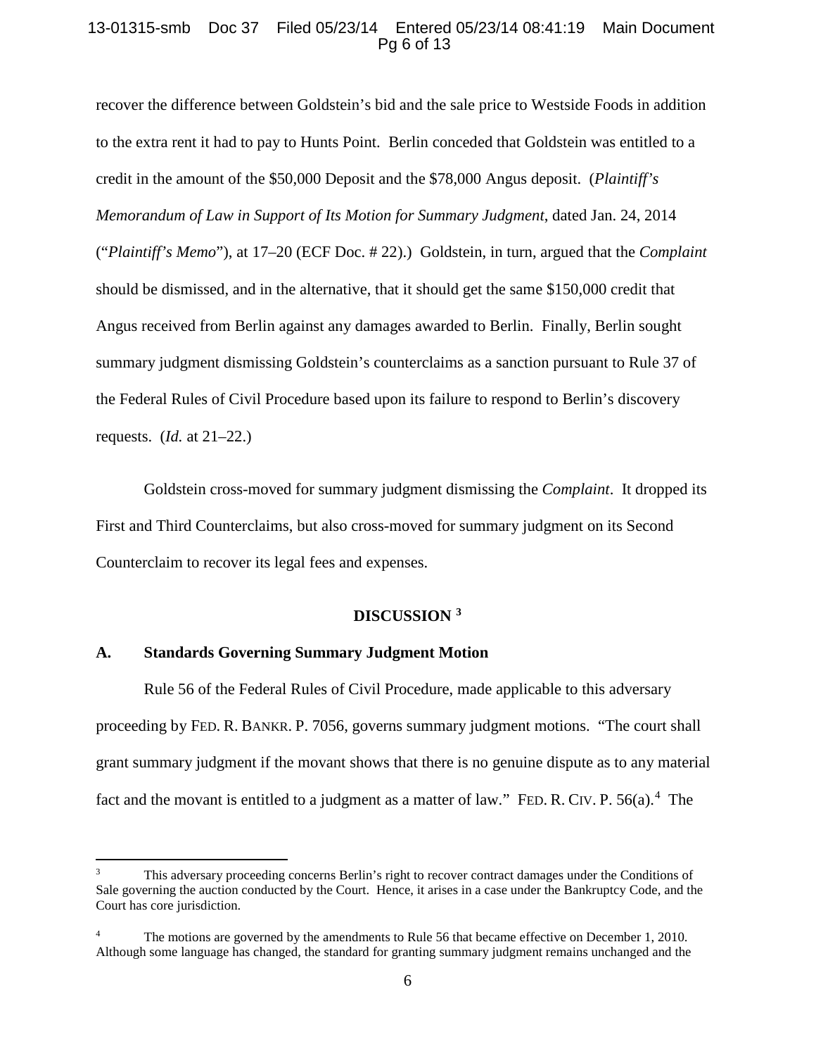recover the difference between Goldstein's bid and the sale price to Westside Foods in addition to the extra rent it had to pay to Hunts Point. Berlin conceded that Goldstein was entitled to a credit in the amount of the $50,000 Deposit and the $78,000 Angus deposit. (*Plaintiff's Memorandum of Law in Support of Its Motion for Summary Judgment*, dated Jan. 24, 2014 ("*Plaintiff's Memo*"), at 17–20 (ECF Doc. # 22).) Goldstein, in turn, argued that the *Complaint* should be dismissed, and in the alternative, that it should get the same $150,000 credit that Angus received from Berlin against any damages awarded to Berlin. Finally, Berlin sought summary judgment dismissing Goldstein's counterclaims as a sanction pursuant to Rule 37 of the Federal Rules of Civil Procedure based upon its failure to respond to Berlin's discovery requests. (*Id.* at 21–22.)

Goldstein cross-moved for summary judgment dismissing the *Complaint*. It dropped its First and Third Counterclaims, but also cross-moved for summary judgment on its Second Counterclaim to recover its legal fees and expenses.

## DISCUSSION [3]

### A. Standards Governing Summary Judgment Motion

Rule 56 of the Federal Rules of Civil Procedure, made applicable to this adversary proceeding by FED. R. BANKR. P. 7056, governs summary judgment motions. "The court shall grant summary judgment if the movant shows that there is no genuine dispute as to any material fact and the movant is entitled to a judgment as a matter of law." FED. R. CIV. P. 56(a).[4] The

---

[3] This adversary proceeding concerns Berlin's right to recover contract damages under the Conditions of Sale governing the auction conducted by the Court. Hence, it arises in a case under the Bankruptcy Code, and the Court has core jurisdiction.

[4] The motions are governed by the amendments to Rule 56 that became effective on December 1, 2010. Although some language has changed, the standard for granting summary judgment remains unchanged and the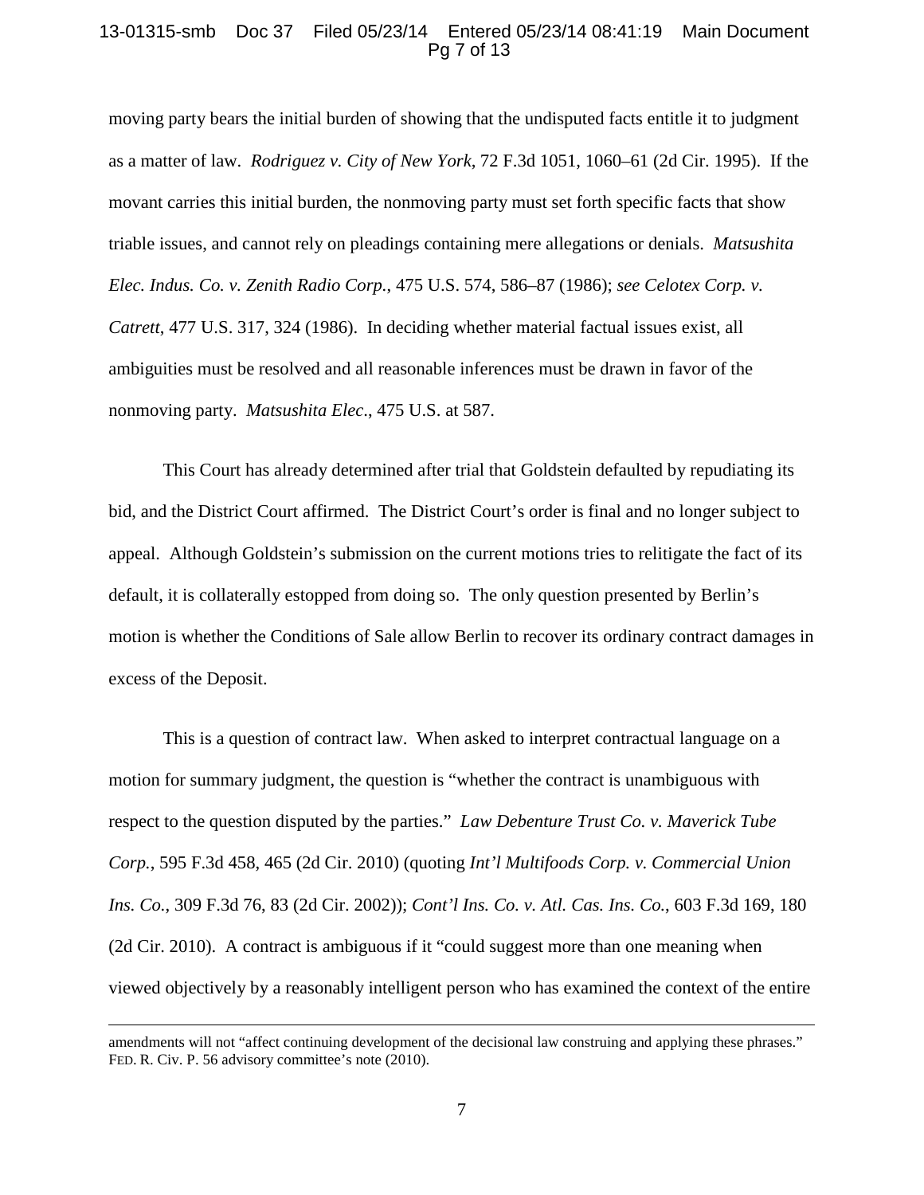moving party bears the initial burden of showing that the undisputed facts entitle it to judgment as a matter of law. *Rodriguez v. City of New York*, 72 F.3d 1051, 1060–61 (2d Cir. 1995). If the movant carries this initial burden, the nonmoving party must set forth specific facts that show triable issues, and cannot rely on pleadings containing mere allegations or denials. *Matsushita Elec. Indus. Co. v. Zenith Radio Corp.*, 475 U.S. 574, 586–87 (1986); *see Celotex Corp. v. Catrett*, 477 U.S. 317, 324 (1986). In deciding whether material factual issues exist, all ambiguities must be resolved and all reasonable inferences must be drawn in favor of the nonmoving party. *Matsushita Elec.*, 475 U.S. at 587.

This Court has already determined after trial that Goldstein defaulted by repudiating its bid, and the District Court affirmed. The District Court's order is final and no longer subject to appeal. Although Goldstein's submission on the current motions tries to relitigate the fact of its default, it is collaterally estopped from doing so. The only question presented by Berlin's motion is whether the Conditions of Sale allow Berlin to recover its ordinary contract damages in excess of the Deposit.

This is a question of contract law. When asked to interpret contractual language on a motion for summary judgment, the question is "whether the contract is unambiguous with respect to the question disputed by the parties." *Law Debenture Trust Co. v. Maverick Tube Corp.*, 595 F.3d 458, 465 (2d Cir. 2010) (quoting *Int'l Multifoods Corp. v. Commercial Union Ins. Co.*, 309 F.3d 76, 83 (2d Cir. 2002)); *Cont'l Ins. Co. v. Atl. Cas. Ins. Co.*, 603 F.3d 169, 180 (2d Cir. 2010). A contract is ambiguous if it "could suggest more than one meaning when viewed objectively by a reasonably intelligent person who has examined the context of the entire

---

amendments will not "affect continuing development of the decisional law construing and applying these phrases." FED. R. Civ. P. 56 advisory committee's note (2010).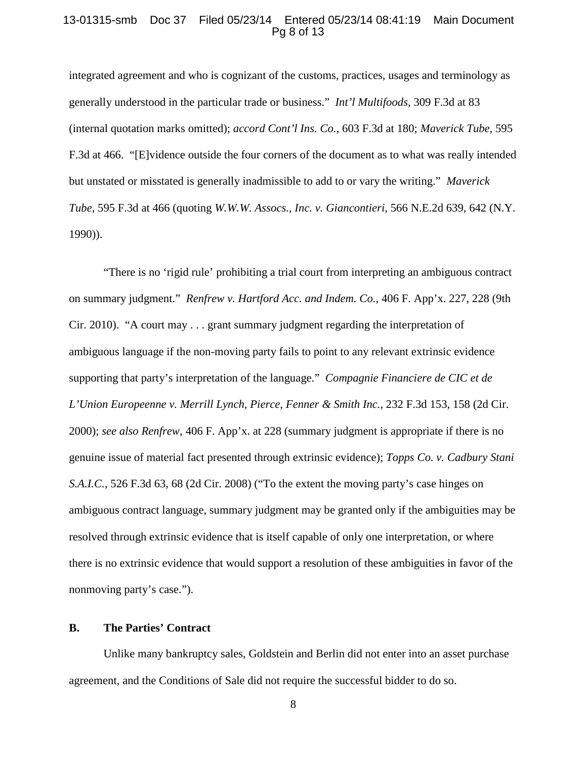integrated agreement and who is cognizant of the customs, practices, usages and terminology as generally understood in the particular trade or business." *Int'l Multifoods*, 309 F.3d at 83 (internal quotation marks omitted); *accord Cont'l Ins. Co.*, 603 F.3d at 180; *Maverick Tube*, 595 F.3d at 466. "[E]vidence outside the four corners of the document as to what was really intended but unstated or misstated is generally inadmissible to add to or vary the writing." *Maverick Tube*, 595 F.3d at 466 (quoting *W.W.W. Assocs., Inc. v. Giancontieri*, 566 N.E.2d 639, 642 (N.Y. 1990)).

"There is no 'rigid rule' prohibiting a trial court from interpreting an ambiguous contract on summary judgment." *Renfrew v. Hartford Acc. and Indem. Co.*, 406 F. App'x. 227, 228 (9th Cir. 2010). "A court may . . . grant summary judgment regarding the interpretation of ambiguous language if the non-moving party fails to point to any relevant extrinsic evidence supporting that party's interpretation of the language." *Compagnie Financiere de CIC et de L'Union Europeenne v. Merrill Lynch, Pierce, Fenner & Smith Inc.*, 232 F.3d 153, 158 (2d Cir. 2000); *see also Renfrew*, 406 F. App'x. at 228 (summary judgment is appropriate if there is no genuine issue of material fact presented through extrinsic evidence); *Topps Co. v. Cadbury Stani S.A.I.C.*, 526 F.3d 63, 68 (2d Cir. 2008) ("To the extent the moving party's case hinges on ambiguous contract language, summary judgment may be granted only if the ambiguities may be resolved through extrinsic evidence that is itself capable of only one interpretation, or where there is no extrinsic evidence that would support a resolution of these ambiguities in favor of the nonmoving party's case.").

### B. The Parties' Contract

Unlike many bankruptcy sales, Goldstein and Berlin did not enter into an asset purchase agreement, and the Conditions of Sale did not require the successful bidder to do so.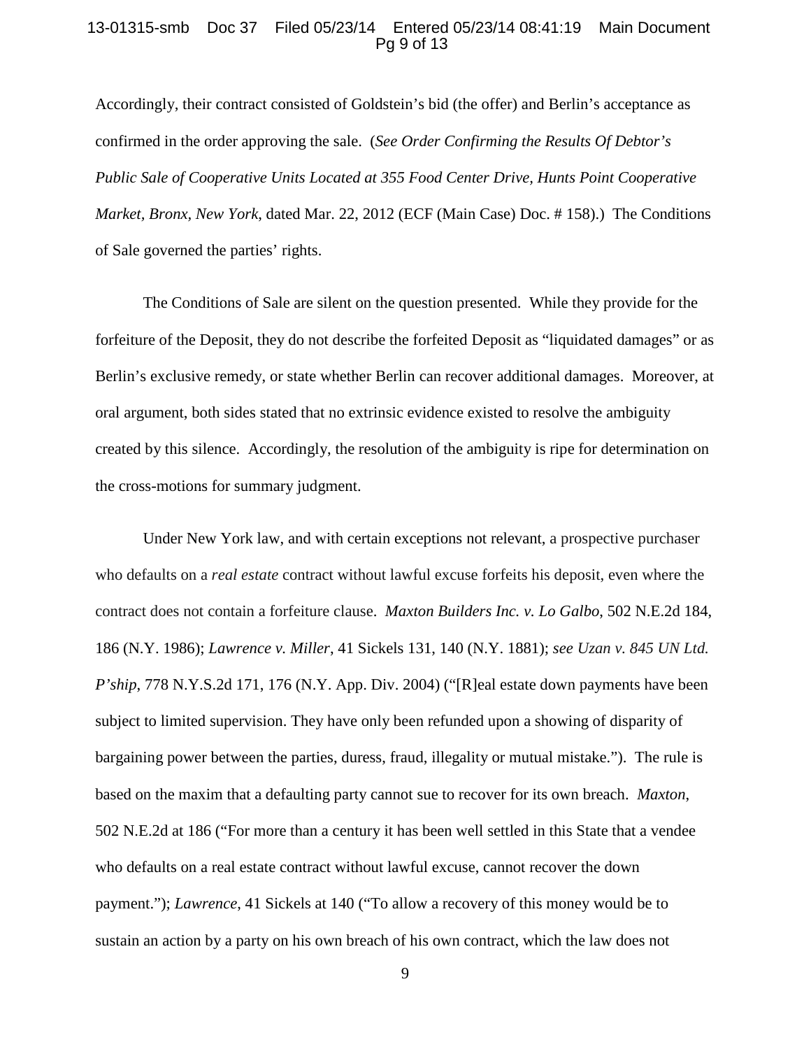Accordingly, their contract consisted of Goldstein's bid (the offer) and Berlin's acceptance as confirmed in the order approving the sale. (*See Order Confirming the Results Of Debtor's Public Sale of Cooperative Units Located at 355 Food Center Drive, Hunts Point Cooperative Market, Bronx, New York*, dated Mar. 22, 2012 (ECF (Main Case) Doc. # 158).) The Conditions of Sale governed the parties' rights.

The Conditions of Sale are silent on the question presented. While they provide for the forfeiture of the Deposit, they do not describe the forfeited Deposit as "liquidated damages" or as Berlin's exclusive remedy, or state whether Berlin can recover additional damages. Moreover, at oral argument, both sides stated that no extrinsic evidence existed to resolve the ambiguity created by this silence. Accordingly, the resolution of the ambiguity is ripe for determination on the cross-motions for summary judgment.

Under New York law, and with certain exceptions not relevant, a prospective purchaser who defaults on a *real estate* contract without lawful excuse forfeits his deposit, even where the contract does not contain a forfeiture clause. *Maxton Builders Inc. v. Lo Galbo*, 502 N.E.2d 184, 186 (N.Y. 1986); *Lawrence v. Miller*, 41 Sickels 131, 140 (N.Y. 1881); *see Uzan v. 845 UN Ltd. P'ship*, 778 N.Y.S.2d 171, 176 (N.Y. App. Div. 2004) ("[R]eal estate down payments have been subject to limited supervision. They have only been refunded upon a showing of disparity of bargaining power between the parties, duress, fraud, illegality or mutual mistake."). The rule is based on the maxim that a defaulting party cannot sue to recover for its own breach. *Maxton*, 502 N.E.2d at 186 ("For more than a century it has been well settled in this State that a vendee who defaults on a real estate contract without lawful excuse, cannot recover the down payment."); *Lawrence*, 41 Sickels at 140 ("To allow a recovery of this money would be to sustain an action by a party on his own breach of his own contract, which the law does not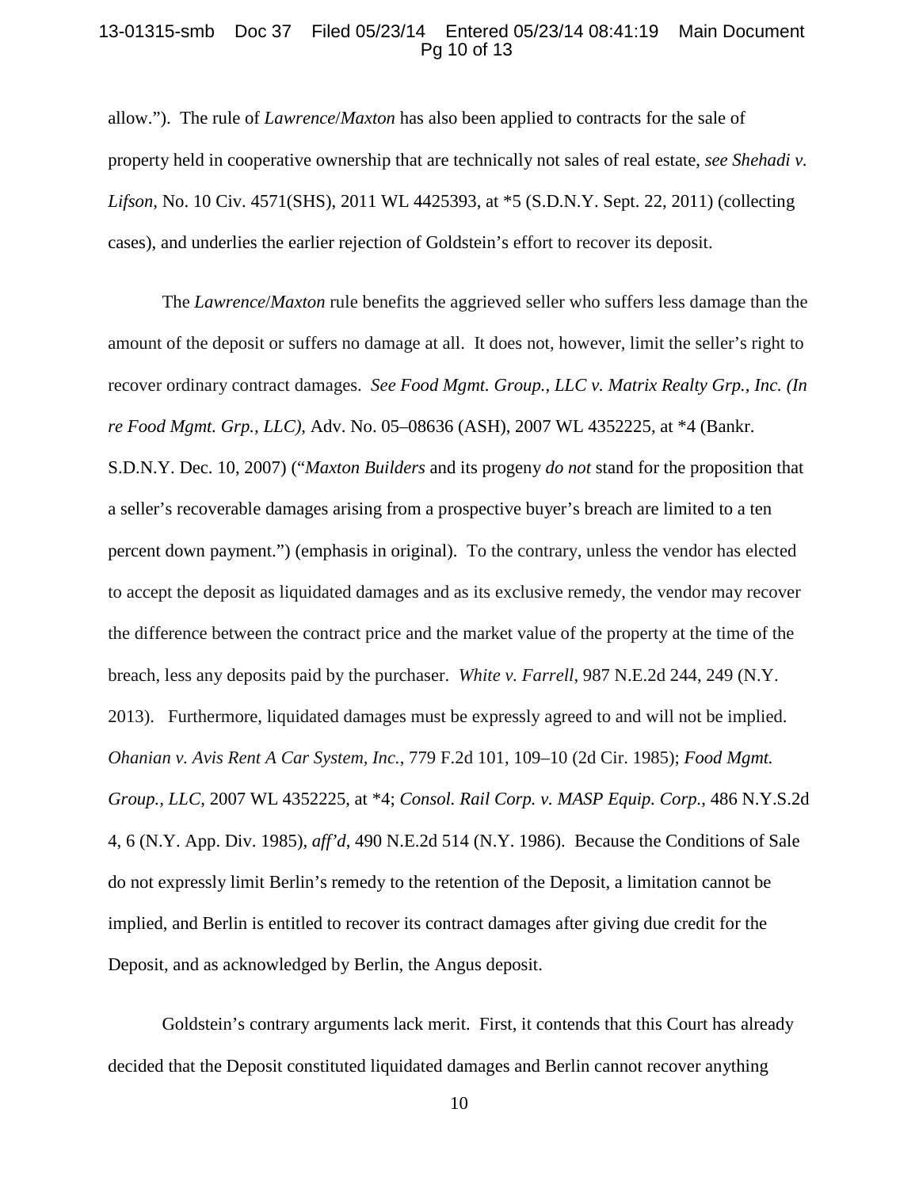allow."). The rule of *Lawrence*/*Maxton* has also been applied to contracts for the sale of property held in cooperative ownership that are technically not sales of real estate, *see Shehadi v. Lifson*, No. 10 Civ. 4571(SHS), 2011 WL 4425393, at *5 (S.D.N.Y. Sept. 22, 2011) (collecting cases), and underlies the earlier rejection of Goldstein's effort to recover its deposit.

The *Lawrence*/*Maxton* rule benefits the aggrieved seller who suffers less damage than the amount of the deposit or suffers no damage at all. It does not, however, limit the seller's right to recover ordinary contract damages. *See Food Mgmt. Group., LLC v. Matrix Realty Grp., Inc. (In re Food Mgmt. Grp., LLC)*, Adv. No. 05–08636 (ASH), 2007 WL 4352225, at *4 (Bankr. S.D.N.Y. Dec. 10, 2007) ("*Maxton Builders* and its progeny *do not* stand for the proposition that a seller's recoverable damages arising from a prospective buyer's breach are limited to a ten percent down payment.") (emphasis in original). To the contrary, unless the vendor has elected to accept the deposit as liquidated damages and as its exclusive remedy, the vendor may recover the difference between the contract price and the market value of the property at the time of the breach, less any deposits paid by the purchaser. *White v. Farrell*, 987 N.E.2d 244, 249 (N.Y. 2013). Furthermore, liquidated damages must be expressly agreed to and will not be implied. *Ohanian v. Avis Rent A Car System, Inc.*, 779 F.2d 101, 109–10 (2d Cir. 1985); *Food Mgmt. Group., LLC*, 2007 WL 4352225, at *4; *Consol. Rail Corp. v. MASP Equip. Corp.*, 486 N.Y.S.2d 4, 6 (N.Y. App. Div. 1985), *aff'd*, 490 N.E.2d 514 (N.Y. 1986). Because the Conditions of Sale do not expressly limit Berlin's remedy to the retention of the Deposit, a limitation cannot be implied, and Berlin is entitled to recover its contract damages after giving due credit for the Deposit, and as acknowledged by Berlin, the Angus deposit.

Goldstein's contrary arguments lack merit. First, it contends that this Court has already decided that the Deposit constituted liquidated damages and Berlin cannot recover anything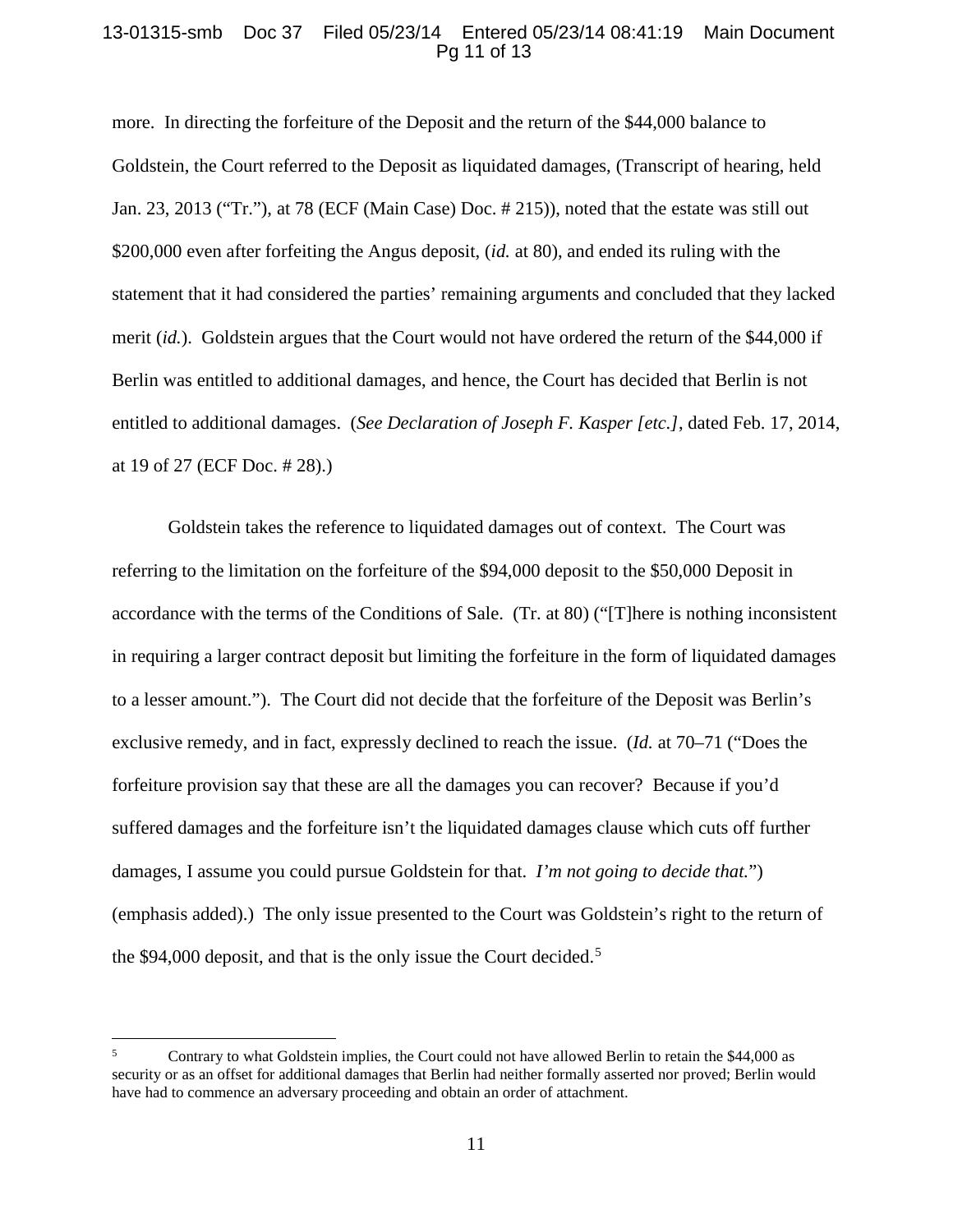more. In directing the forfeiture of the Deposit and the return of the $44,000 balance to Goldstein, the Court referred to the Deposit as liquidated damages, (Transcript of hearing, held Jan. 23, 2013 ("Tr."), at 78 (ECF (Main Case) Doc. # 215)), noted that the estate was still out $200,000 even after forfeiting the Angus deposit, (*id.* at 80), and ended its ruling with the statement that it had considered the parties' remaining arguments and concluded that they lacked merit (*id.*). Goldstein argues that the Court would not have ordered the return of the $44,000 if Berlin was entitled to additional damages, and hence, the Court has decided that Berlin is not entitled to additional damages. (*See Declaration of Joseph F. Kasper [etc.]*, dated Feb. 17, 2014, at 19 of 27 (ECF Doc. # 28).)

Goldstein takes the reference to liquidated damages out of context. The Court was referring to the limitation on the forfeiture of the $94,000 deposit to the $50,000 Deposit in accordance with the terms of the Conditions of Sale. (Tr. at 80) ("[T]here is nothing inconsistent in requiring a larger contract deposit but limiting the forfeiture in the form of liquidated damages to a lesser amount."). The Court did not decide that the forfeiture of the Deposit was Berlin's exclusive remedy, and in fact, expressly declined to reach the issue. (*Id.* at 70–71 ("Does the forfeiture provision say that these are all the damages you can recover? Because if you'd suffered damages and the forfeiture isn't the liquidated damages clause which cuts off further damages, I assume you could pursue Goldstein for that. *I'm not going to decide that.*") (emphasis added).) The only issue presented to the Court was Goldstein's right to the return of the $94,000 deposit, and that is the only issue the Court decided.[5]

[5] Contrary to what Goldstein implies, the Court could not have allowed Berlin to retain the $44,000 as security or as an offset for additional damages that Berlin had neither formally asserted nor proved; Berlin would have had to commence an adversary proceeding and obtain an order of attachment.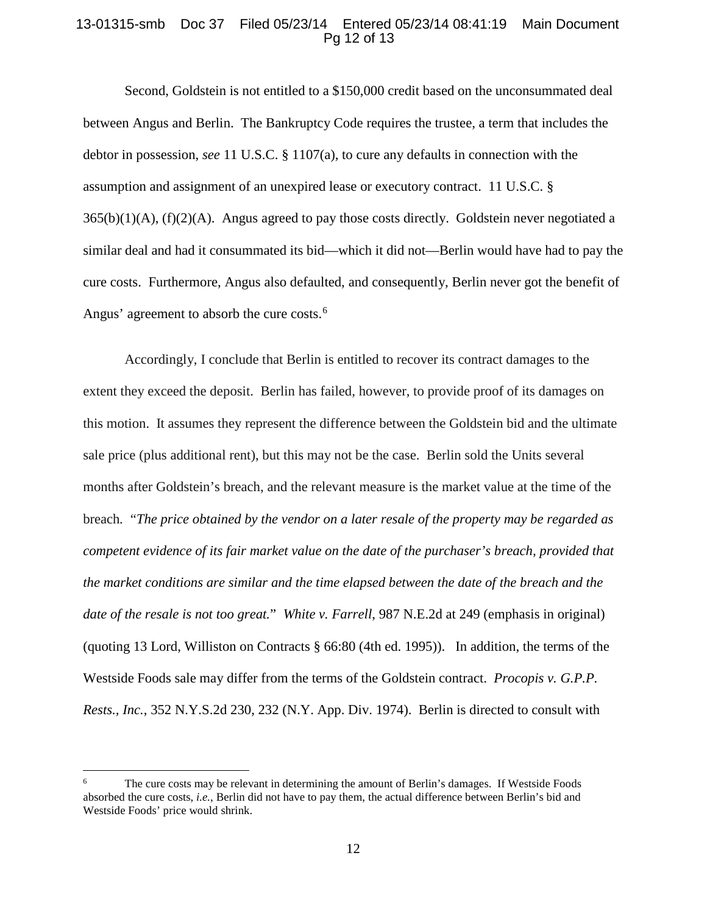Second, Goldstein is not entitled to a $150,000 credit based on the unconsummated deal between Angus and Berlin. The Bankruptcy Code requires the trustee, a term that includes the debtor in possession, *see* 11 U.S.C. § 1107(a), to cure any defaults in connection with the assumption and assignment of an unexpired lease or executory contract. 11 U.S.C. § 365(b)(1)(A), (f)(2)(A). Angus agreed to pay those costs directly. Goldstein never negotiated a similar deal and had it consummated its bid—which it did not—Berlin would have had to pay the cure costs. Furthermore, Angus also defaulted, and consequently, Berlin never got the benefit of Angus' agreement to absorb the cure costs.[6]

Accordingly, I conclude that Berlin is entitled to recover its contract damages to the extent they exceed the deposit. Berlin has failed, however, to provide proof of its damages on this motion. It assumes they represent the difference between the Goldstein bid and the ultimate sale price (plus additional rent), but this may not be the case. Berlin sold the Units several months after Goldstein's breach, and the relevant measure is the market value at the time of the breach. "*The price obtained by the vendor on a later resale of the property may be regarded as competent evidence of its fair market value on the date of the purchaser's breach, provided that the market conditions are similar and the time elapsed between the date of the breach and the date of the resale is not too great.*" *White v. Farrell*, 987 N.E.2d at 249 (emphasis in original) (quoting 13 Lord, Williston on Contracts § 66:80 (4th ed. 1995)). In addition, the terms of the Westside Foods sale may differ from the terms of the Goldstein contract. *Procopis v. G.P.P. Rests., Inc.*, 352 N.Y.S.2d 230, 232 (N.Y. App. Div. 1974). Berlin is directed to consult with

---

[6] The cure costs may be relevant in determining the amount of Berlin's damages. If Westside Foods absorbed the cure costs, *i.e.*, Berlin did not have to pay them, the actual difference between Berlin's bid and Westside Foods' price would shrink.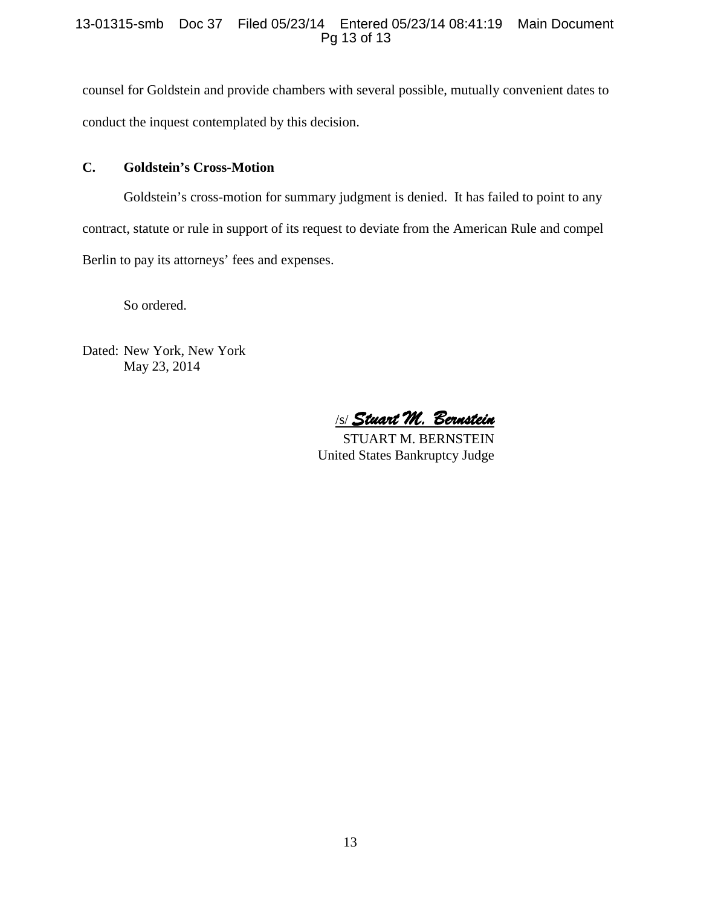counsel for Goldstein and provide chambers with several possible, mutually convenient dates to conduct the inquest contemplated by this decision.

### C. Goldstein's Cross-Motion

Goldstein's cross-motion for summary judgment is denied. It has failed to point to any contract, statute or rule in support of its request to deviate from the American Rule and compel Berlin to pay its attorneys' fees and expenses.

So ordered.

Dated: New York, New York
May 23, 2014

/s/ *Stuart M. Bernstein*
STUART M. BERNSTEIN
United States Bankruptcy Judge